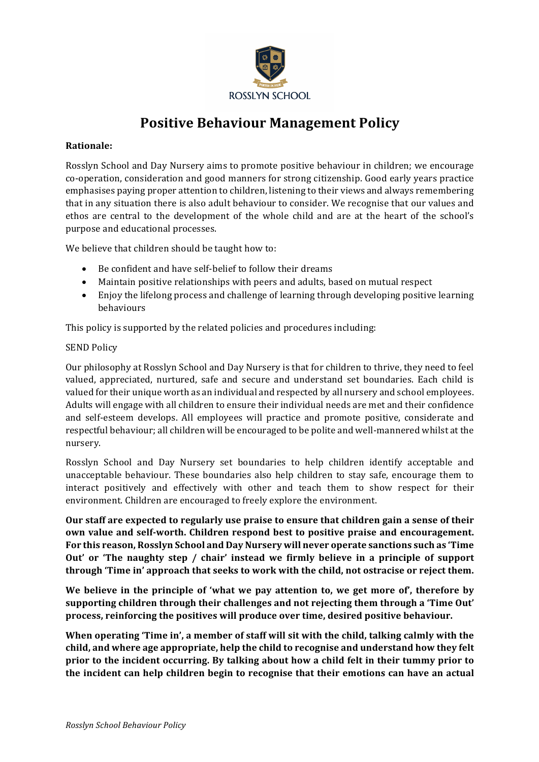ROSSLYN SCHOOL

# Positive Behaviour Management Policy

**Rationale:**

Rosslyn School and Day Nursery aims to promote positive behaviour in children; we encourage co-operation, consideration and good manners for strong citizenship. Good early years practice emphasises paying proper attention to children, listening to their views and always remembering that in any situation there is also adult behaviour to consider. We recognise that our values and ethos are central to the development of the whole child and are at the heart of the school's purpose and educational processes.

We believe that children should be taught how to:

- Be confident and have self-belief to follow their dreams
- Maintain positive relationships with peers and adults, based on mutual respect
- Enjoy the lifelong process and challenge of learning through developing positive learning behaviours

This policy is supported by the related policies and procedures including:

SEND Policy

Our philosophy at Rosslyn School and Day Nursery is that for children to thrive, they need to feel valued, appreciated, nurtured, safe and secure and understand set boundaries. Each child is valued for their unique worth as an individual and respected by all nursery and school employees. Adults will engage with all children to ensure their individual needs are met and their confidence and self-esteem develops. All employees will practice and promote positive, considerate and respectful behaviour; all children will be encouraged to be polite and well-mannered whilst at the nursery.

Rosslyn School and Day Nursery set boundaries to help children identify acceptable and unacceptable behaviour. These boundaries also help children to stay safe, encourage them to interact positively and effectively with other and teach them to show respect for their environment. Children are encouraged to freely explore the environment.

**Our staff are expected to regularly use praise to ensure that children gain a sense of their own value and self-worth. Children respond best to positive praise and encouragement. For this reason, Rosslyn School and Day Nursery will never operate sanctions such as 'Time Out' or 'The naughty step / chair' instead we firmly believe in a principle of support through 'Time in' approach that seeks to work with the child, not ostracise or reject them.**

**We believe in the principle of 'what we pay attention to, we get more of', therefore by supporting children through their challenges and not rejecting them through a 'Time Out' process, reinforcing the positives will produce over time, desired positive behaviour.**

**When operating 'Time in', a member of staff will sit with the child, talking calmly with the child, and where age appropriate, help the child to recognise and understand how they felt prior to the incident occurring. By talking about how a child felt in their tummy prior to the incident can help children begin to recognise that their emotions can have an actual**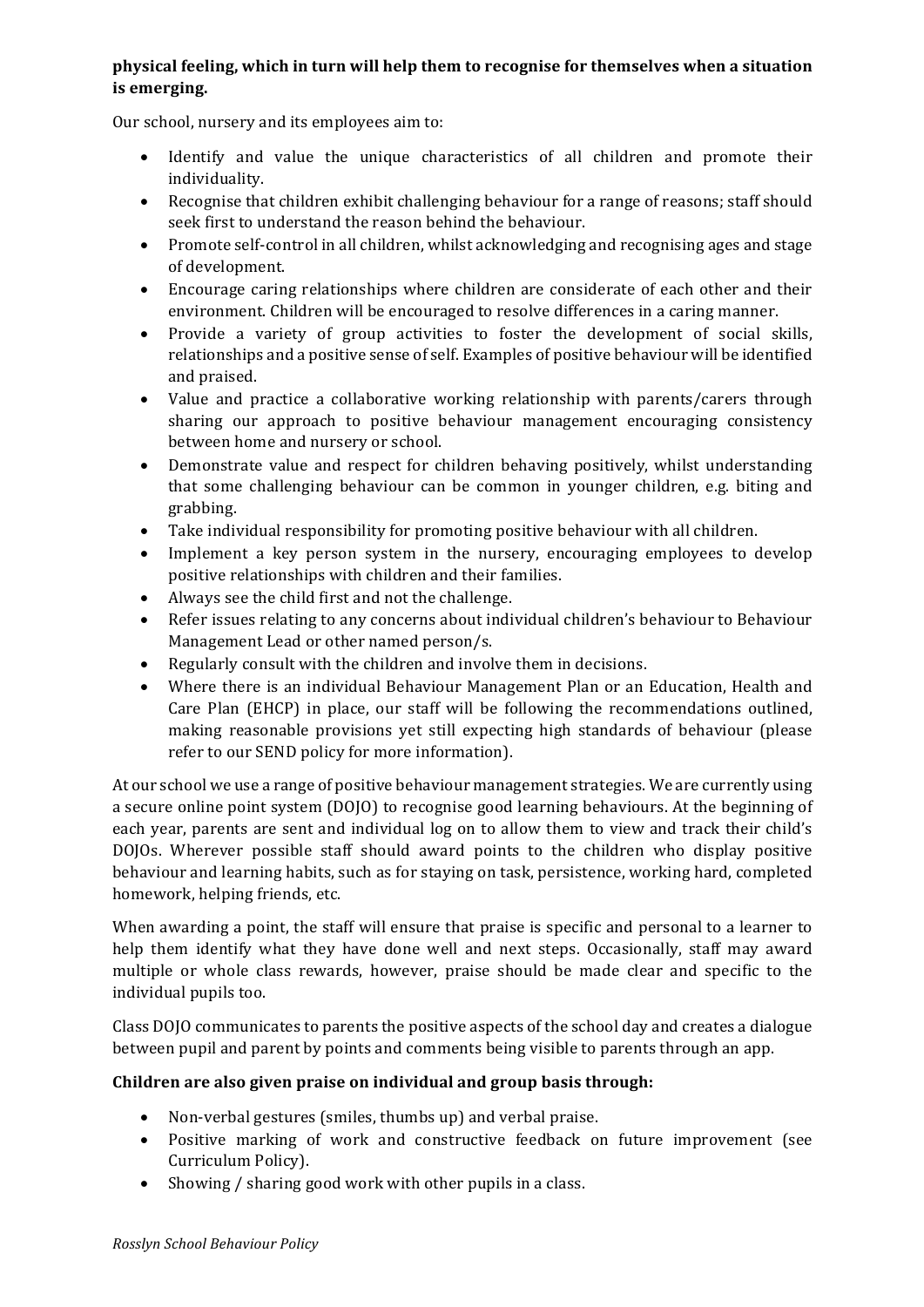**physical feeling, which in turn will help them to recognise for themselves when a situation is emerging.**

Our school, nursery and its employees aim to:

- Identify and value the unique characteristics of all children and promote their individuality.
- Recognise that children exhibit challenging behaviour for a range of reasons; staff should seek first to understand the reason behind the behaviour.
- Promote self-control in all children, whilst acknowledging and recognising ages and stage of development.
- Encourage caring relationships where children are considerate of each other and their environment. Children will be encouraged to resolve differences in a caring manner.
- Provide a variety of group activities to foster the development of social skills, relationships and a positive sense of self. Examples of positive behaviour will be identified and praised.
- Value and practice a collaborative working relationship with parents/carers through sharing our approach to positive behaviour management encouraging consistency between home and nursery or school.
- Demonstrate value and respect for children behaving positively, whilst understanding that some challenging behaviour can be common in younger children, e.g. biting and grabbing.
- Take individual responsibility for promoting positive behaviour with all children.
- Implement a key person system in the nursery, encouraging employees to develop positive relationships with children and their families.
- Always see the child first and not the challenge.
- Refer issues relating to any concerns about individual children's behaviour to Behaviour Management Lead or other named person/s.
- Regularly consult with the children and involve them in decisions.
- Where there is an individual Behaviour Management Plan or an Education, Health and Care Plan (EHCP) in place, our staff will be following the recommendations outlined, making reasonable provisions yet still expecting high standards of behaviour (please refer to our SEND policy for more information).

At our school we use a range of positive behaviour management strategies. We are currently using a secure online point system (DOJO) to recognise good learning behaviours. At the beginning of each year, parents are sent and individual log on to allow them to view and track their child's DOJOs. Wherever possible staff should award points to the children who display positive behaviour and learning habits, such as for staying on task, persistence, working hard, completed homework, helping friends, etc.

When awarding a point, the staff will ensure that praise is specific and personal to a learner to help them identify what they have done well and next steps. Occasionally, staff may award multiple or whole class rewards, however, praise should be made clear and specific to the individual pupils too.

Class DOJO communicates to parents the positive aspects of the school day and creates a dialogue between pupil and parent by points and comments being visible to parents through an app.

**Children are also given praise on individual and group basis through:**

- Non-verbal gestures (smiles, thumbs up) and verbal praise.
- Positive marking of work and constructive feedback on future improvement (see Curriculum Policy).
- Showing / sharing good work with other pupils in a class.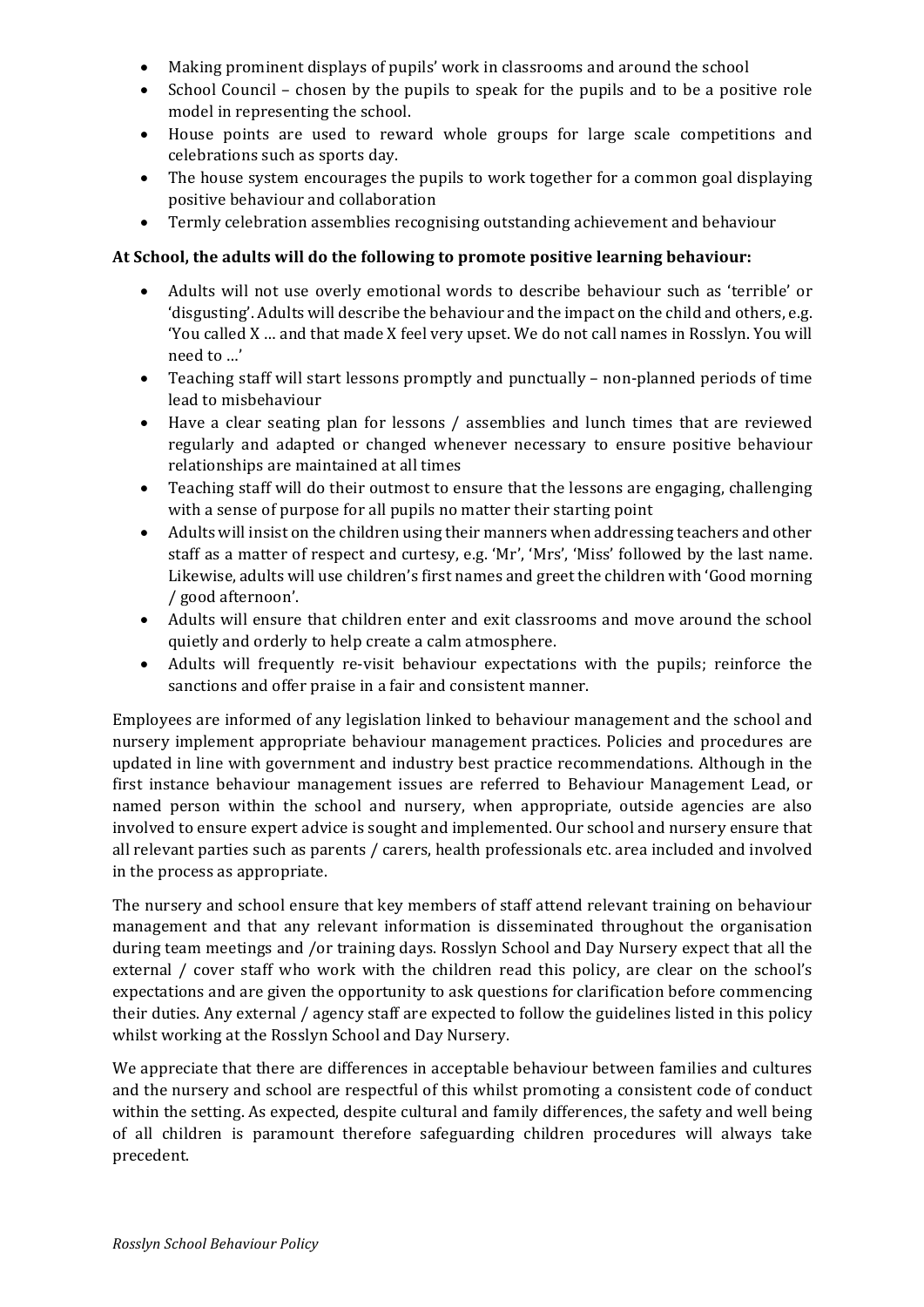- Making prominent displays of pupils' work in classrooms and around the school
- School Council – chosen by the pupils to speak for the pupils and to be a positive role model in representing the school.
- House points are used to reward whole groups for large scale competitions and celebrations such as sports day.
- The house system encourages the pupils to work together for a common goal displaying positive behaviour and collaboration
- Termly celebration assemblies recognising outstanding achievement and behaviour

**At School, the adults will do the following to promote positive learning behaviour:**

- Adults will not use overly emotional words to describe behaviour such as 'terrible' or 'disgusting'. Adults will describe the behaviour and the impact on the child and others, e.g. 'You called X … and that made X feel very upset. We do not call names in Rosslyn. You will need to …'
- Teaching staff will start lessons promptly and punctually – non-planned periods of time lead to misbehaviour
- Have a clear seating plan for lessons / assemblies and lunch times that are reviewed regularly and adapted or changed whenever necessary to ensure positive behaviour relationships are maintained at all times
- Teaching staff will do their outmost to ensure that the lessons are engaging, challenging with a sense of purpose for all pupils no matter their starting point
- Adults will insist on the children using their manners when addressing teachers and other staff as a matter of respect and curtesy, e.g. 'Mr', 'Mrs', 'Miss' followed by the last name. Likewise, adults will use children's first names and greet the children with 'Good morning / good afternoon'.
- Adults will ensure that children enter and exit classrooms and move around the school quietly and orderly to help create a calm atmosphere.
- Adults will frequently re-visit behaviour expectations with the pupils; reinforce the sanctions and offer praise in a fair and consistent manner.

Employees are informed of any legislation linked to behaviour management and the school and nursery implement appropriate behaviour management practices. Policies and procedures are updated in line with government and industry best practice recommendations. Although in the first instance behaviour management issues are referred to Behaviour Management Lead, or named person within the school and nursery, when appropriate, outside agencies are also involved to ensure expert advice is sought and implemented. Our school and nursery ensure that all relevant parties such as parents / carers, health professionals etc. area included and involved in the process as appropriate.

The nursery and school ensure that key members of staff attend relevant training on behaviour management and that any relevant information is disseminated throughout the organisation during team meetings and /or training days. Rosslyn School and Day Nursery expect that all the external / cover staff who work with the children read this policy, are clear on the school's expectations and are given the opportunity to ask questions for clarification before commencing their duties. Any external / agency staff are expected to follow the guidelines listed in this policy whilst working at the Rosslyn School and Day Nursery.

We appreciate that there are differences in acceptable behaviour between families and cultures and the nursery and school are respectful of this whilst promoting a consistent code of conduct within the setting. As expected, despite cultural and family differences, the safety and well being of all children is paramount therefore safeguarding children procedures will always take precedent.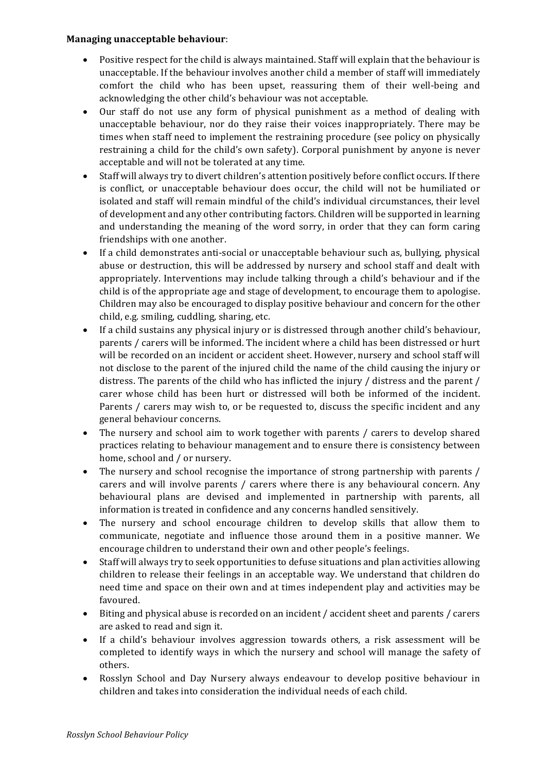**Managing unacceptable behaviour**:

- Positive respect for the child is always maintained. Staff will explain that the behaviour is unacceptable. If the behaviour involves another child a member of staff will immediately comfort the child who has been upset, reassuring them of their well-being and acknowledging the other child's behaviour was not acceptable.
- Our staff do not use any form of physical punishment as a method of dealing with unacceptable behaviour, nor do they raise their voices inappropriately. There may be times when staff need to implement the restraining procedure (see policy on physically restraining a child for the child's own safety). Corporal punishment by anyone is never acceptable and will not be tolerated at any time.
- Staff will always try to divert children's attention positively before conflict occurs. If there is conflict, or unacceptable behaviour does occur, the child will not be humiliated or isolated and staff will remain mindful of the child's individual circumstances, their level of development and any other contributing factors. Children will be supported in learning and understanding the meaning of the word sorry, in order that they can form caring friendships with one another.
- If a child demonstrates anti-social or unacceptable behaviour such as, bullying, physical abuse or destruction, this will be addressed by nursery and school staff and dealt with appropriately. Interventions may include talking through a child's behaviour and if the child is of the appropriate age and stage of development, to encourage them to apologise. Children may also be encouraged to display positive behaviour and concern for the other child, e.g. smiling, cuddling, sharing, etc.
- If a child sustains any physical injury or is distressed through another child's behaviour, parents / carers will be informed. The incident where a child has been distressed or hurt will be recorded on an incident or accident sheet. However, nursery and school staff will not disclose to the parent of the injured child the name of the child causing the injury or distress. The parents of the child who has inflicted the injury / distress and the parent / carer whose child has been hurt or distressed will both be informed of the incident. Parents / carers may wish to, or be requested to, discuss the specific incident and any general behaviour concerns.
- The nursery and school aim to work together with parents / carers to develop shared practices relating to behaviour management and to ensure there is consistency between home, school and / or nursery.
- The nursery and school recognise the importance of strong partnership with parents / carers and will involve parents / carers where there is any behavioural concern. Any behavioural plans are devised and implemented in partnership with parents, all information is treated in confidence and any concerns handled sensitively.
- The nursery and school encourage children to develop skills that allow them to communicate, negotiate and influence those around them in a positive manner. We encourage children to understand their own and other people's feelings.
- Staff will always try to seek opportunities to defuse situations and plan activities allowing children to release their feelings in an acceptable way. We understand that children do need time and space on their own and at times independent play and activities may be favoured.
- Biting and physical abuse is recorded on an incident / accident sheet and parents / carers are asked to read and sign it.
- If a child's behaviour involves aggression towards others, a risk assessment will be completed to identify ways in which the nursery and school will manage the safety of others.
- Rosslyn School and Day Nursery always endeavour to develop positive behaviour in children and takes into consideration the individual needs of each child.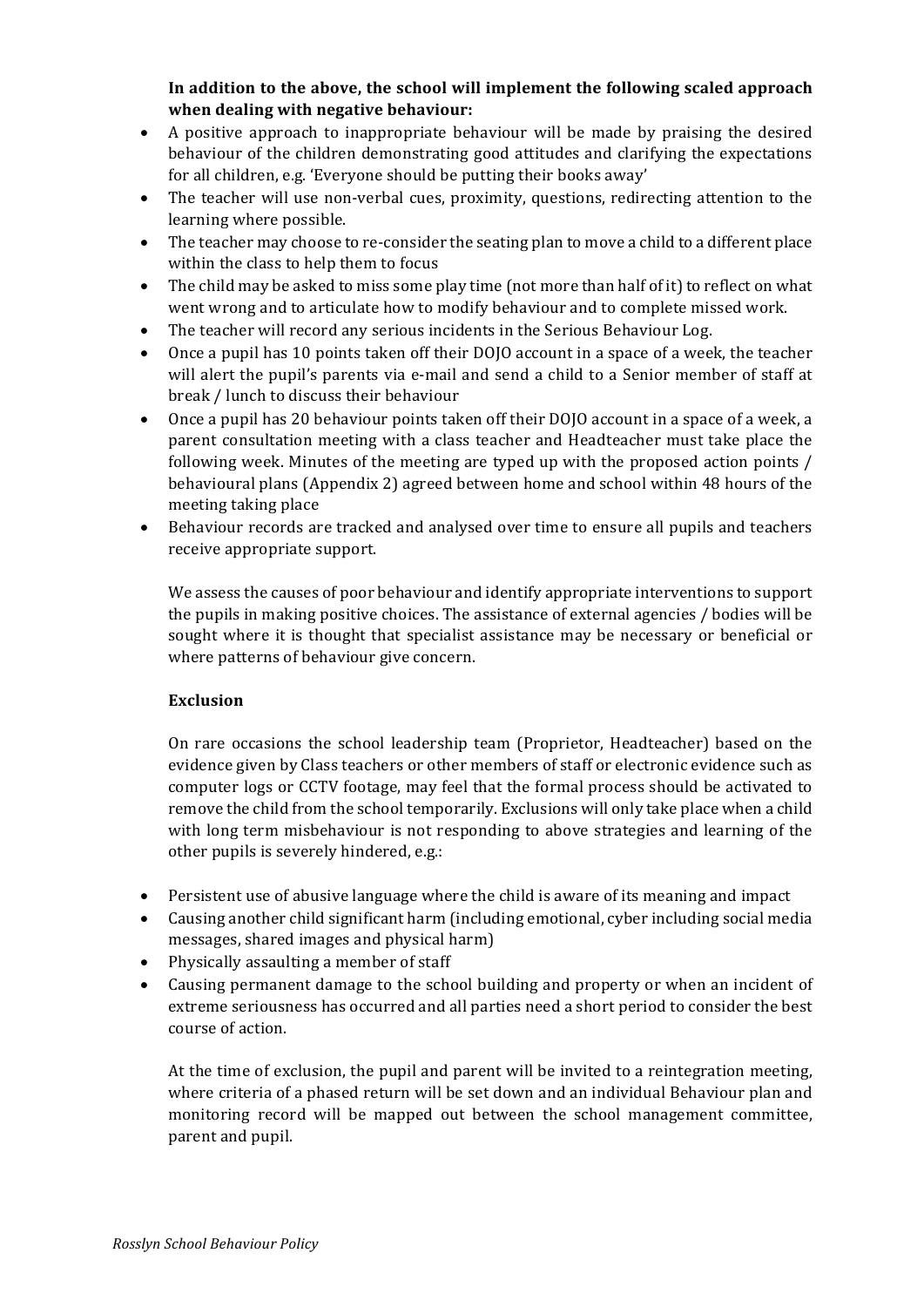**In addition to the above, the school will implement the following scaled approach when dealing with negative behaviour:**

- A positive approach to inappropriate behaviour will be made by praising the desired behaviour of the children demonstrating good attitudes and clarifying the expectations for all children, e.g. 'Everyone should be putting their books away'
- The teacher will use non-verbal cues, proximity, questions, redirecting attention to the learning where possible.
- The teacher may choose to re-consider the seating plan to move a child to a different place within the class to help them to focus
- The child may be asked to miss some play time (not more than half of it) to reflect on what went wrong and to articulate how to modify behaviour and to complete missed work.
- The teacher will record any serious incidents in the Serious Behaviour Log.
- Once a pupil has 10 points taken off their DOJO account in a space of a week, the teacher will alert the pupil's parents via e-mail and send a child to a Senior member of staff at break / lunch to discuss their behaviour
- Once a pupil has 20 behaviour points taken off their DOJO account in a space of a week, a parent consultation meeting with a class teacher and Headteacher must take place the following week. Minutes of the meeting are typed up with the proposed action points / behavioural plans (Appendix 2) agreed between home and school within 48 hours of the meeting taking place
- Behaviour records are tracked and analysed over time to ensure all pupils and teachers receive appropriate support.

We assess the causes of poor behaviour and identify appropriate interventions to support the pupils in making positive choices. The assistance of external agencies / bodies will be sought where it is thought that specialist assistance may be necessary or beneficial or where patterns of behaviour give concern.

**Exclusion**

On rare occasions the school leadership team (Proprietor, Headteacher) based on the evidence given by Class teachers or other members of staff or electronic evidence such as computer logs or CCTV footage, may feel that the formal process should be activated to remove the child from the school temporarily. Exclusions will only take place when a child with long term misbehaviour is not responding to above strategies and learning of the other pupils is severely hindered, e.g.:

- Persistent use of abusive language where the child is aware of its meaning and impact
- Causing another child significant harm (including emotional, cyber including social media messages, shared images and physical harm)
- Physically assaulting a member of staff
- Causing permanent damage to the school building and property or when an incident of extreme seriousness has occurred and all parties need a short period to consider the best course of action.

At the time of exclusion, the pupil and parent will be invited to a reintegration meeting, where criteria of a phased return will be set down and an individual Behaviour plan and monitoring record will be mapped out between the school management committee, parent and pupil.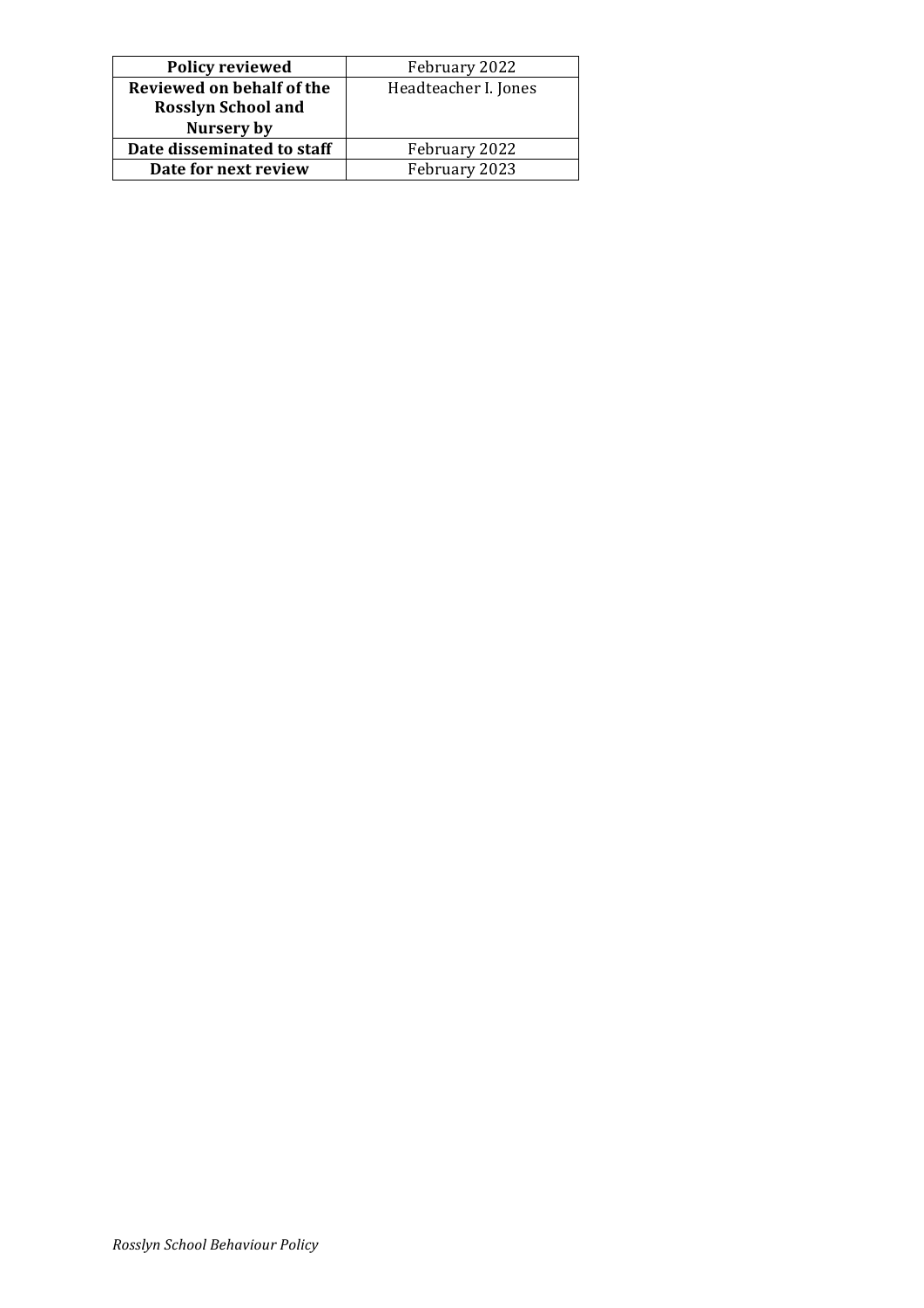| **Policy reviewed** | February 2022 |
| --- | --- |
| **Reviewed on behalf of the Rosslyn School and Nursery by** | Headteacher I. Jones |
| **Date disseminated to staff** | February 2022 |
| **Date for next review** | February 2023 |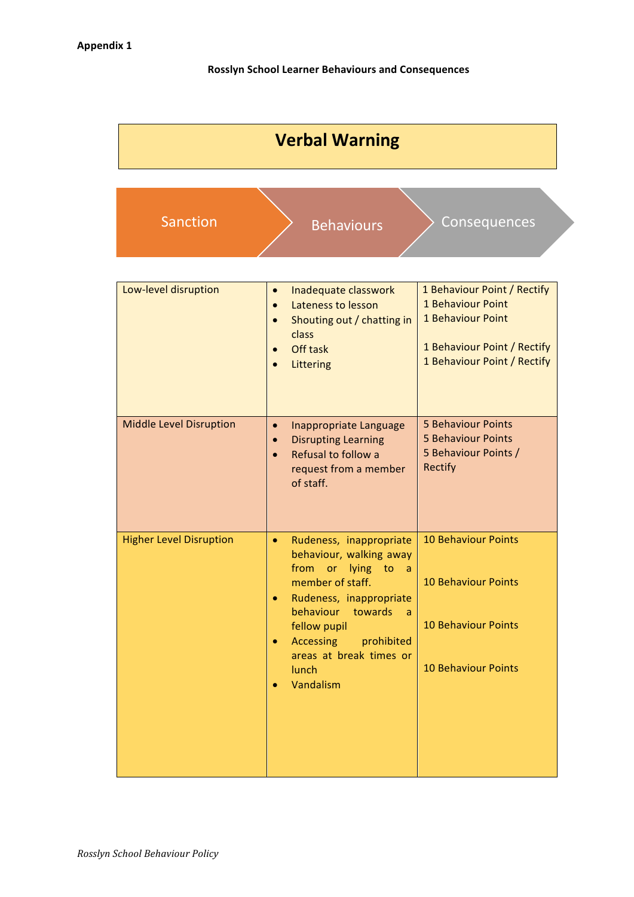**Appendix 1**

**Rosslyn School Learner Behaviours and Consequences**

## Verbal Warning

| Sanction | Behaviours | Consequences |
|---|---|---|
| Low-level disruption | • Inadequate classwork<br>• Lateness to lesson<br>• Shouting out / chatting in class<br>• Off task<br>• Littering | 1 Behaviour Point / Rectify<br>1 Behaviour Point<br>1 Behaviour Point<br>1 Behaviour Point / Rectify<br>1 Behaviour Point / Rectify |
| Middle Level Disruption | • Inappropriate Language<br>• Disrupting Learning<br>• Refusal to follow a request from a member of staff. | 5 Behaviour Points<br>5 Behaviour Points<br>5 Behaviour Points / Rectify |
| Higher Level Disruption | • Rudeness, inappropriate behaviour, walking away from or lying to a member of staff.<br>• Rudeness, inappropriate behaviour towards a fellow pupil<br>• Accessing prohibited areas at break times or lunch<br>• Vandalism | 10 Behaviour Points<br>10 Behaviour Points<br>10 Behaviour Points<br>10 Behaviour Points |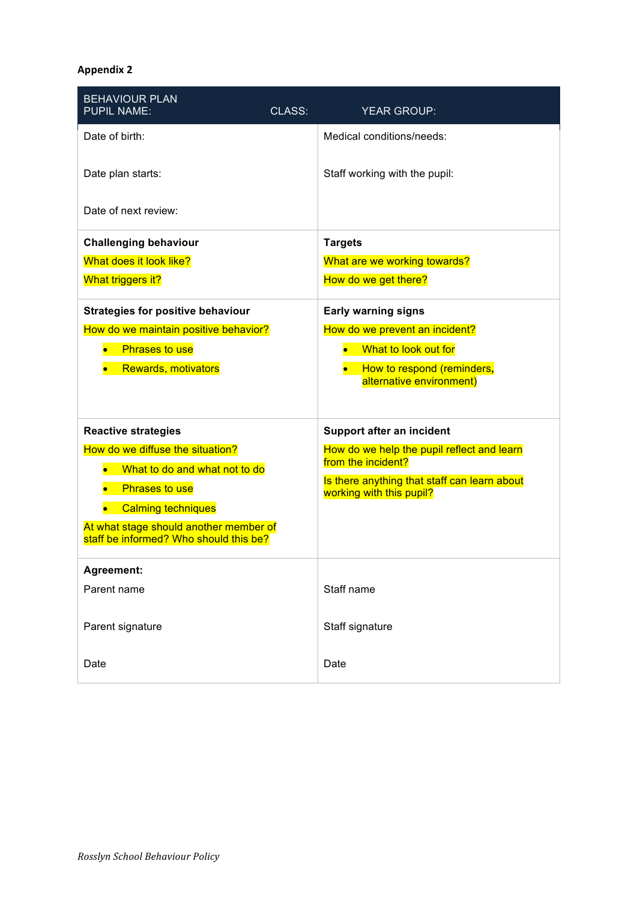**Appendix 2**

| BEHAVIOUR PLAN<br>PUPIL NAME: CLASS: YEAR GROUP: | |
|---|---|
| Date of birth:<br><br>Date plan starts:<br><br>Date of next review: | Medical conditions/needs:<br><br>Staff working with the pupil: |
| **Challenging behaviour**<br>What does it look like?<br>What triggers it? | **Targets**<br>What are we working towards?<br>How do we get there? |
| **Strategies for positive behaviour**<br>How do we maintain positive behavior?<br>• Phrases to use<br>• Rewards, motivators | **Early warning signs**<br>How do we prevent an incident?<br>• What to look out for<br>• How to respond (reminders, alternative environment) |
| **Reactive strategies**<br>How do we diffuse the situation?<br>• What to do and what not to do<br>• Phrases to use<br>• Calming techniques<br>At what stage should another member of staff be informed? Who should this be? | **Support after an incident**<br>How do we help the pupil reflect and learn from the incident?<br>Is there anything that staff can learn about working with this pupil? |
| **Agreement:**<br>Parent name<br><br>Parent signature<br><br>Date | <br>Staff name<br><br>Staff signature<br><br>Date |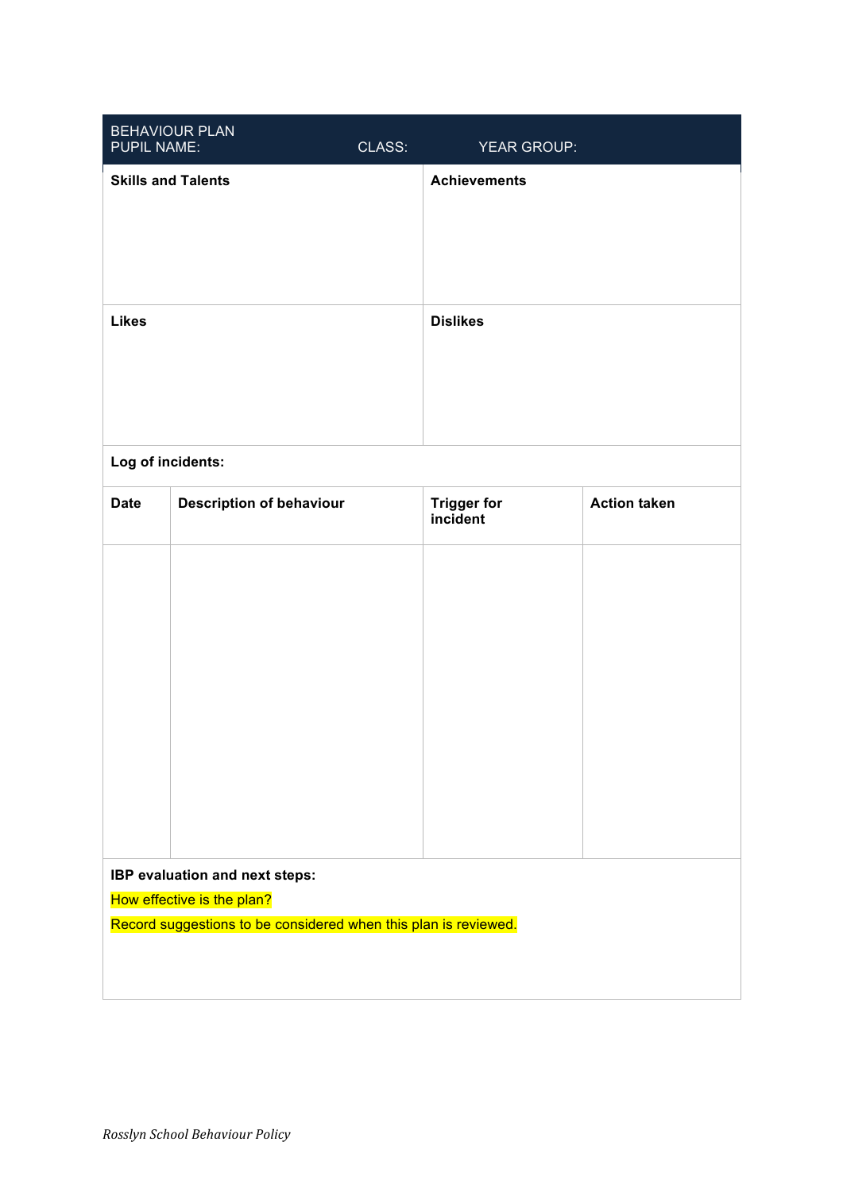BEHAVIOUR PLAN
PUPIL NAME: CLASS: YEAR GROUP:

| **Skills and Talents** | **Achievements** |
|---|---|
| | |

| **Likes** | **Dislikes** |
|---|---|
| | |

**Log of incidents:**

| **Date** | **Description of behaviour** | **Trigger for incident** | **Action taken** |
|---|---|---|---|
| | | | |

**IBP evaluation and next steps:**

How effective is the plan?

Record suggestions to be considered when this plan is reviewed.